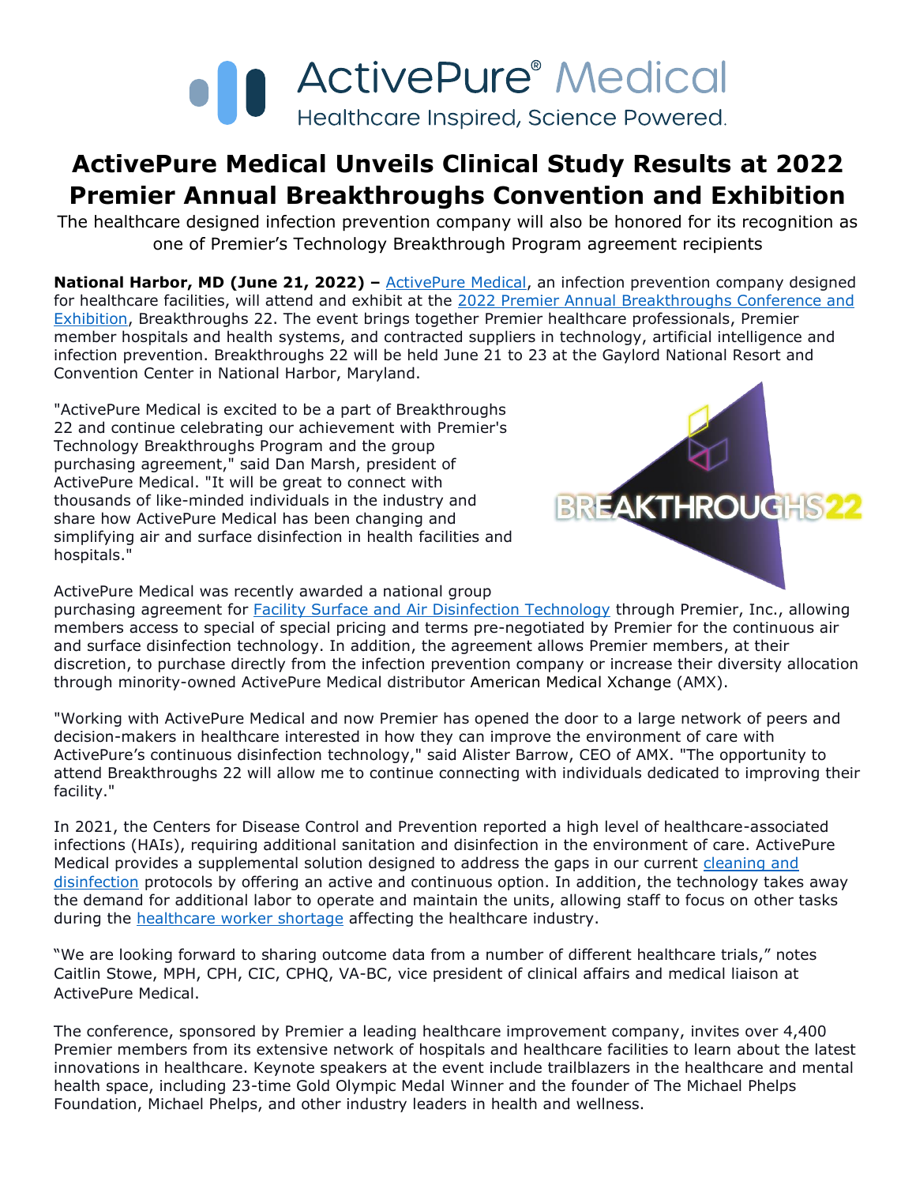ActivePure® Medical
Healthcare Inspired, Science Powered.

# ActivePure Medical Unveils Clinical Study Results at 2022 Premier Annual Breakthroughs Convention and Exhibition

The healthcare designed infection prevention company will also be honored for its recognition as one of Premier's Technology Breakthrough Program agreement recipients

**National Harbor, MD (June 21, 2022) –** ActivePure Medical, an infection prevention company designed for healthcare facilities, will attend and exhibit at the 2022 Premier Annual Breakthroughs Conference and Exhibition, Breakthroughs 22. The event brings together Premier healthcare professionals, Premier member hospitals and health systems, and contracted suppliers in technology, artificial intelligence and infection prevention. Breakthroughs 22 will be held June 21 to 23 at the Gaylord National Resort and Convention Center in National Harbor, Maryland.

"ActivePure Medical is excited to be a part of Breakthroughs 22 and continue celebrating our achievement with Premier's Technology Breakthroughs Program and the group purchasing agreement," said Dan Marsh, president of ActivePure Medical. "It will be great to connect with thousands of like-minded individuals in the industry and share how ActivePure Medical has been changing and simplifying air and surface disinfection in health facilities and hospitals."

ActivePure Medical was recently awarded a national group purchasing agreement for Facility Surface and Air Disinfection Technology through Premier, Inc., allowing members access to special of special pricing and terms pre-negotiated by Premier for the continuous air and surface disinfection technology. In addition, the agreement allows Premier members, at their discretion, to purchase directly from the infection prevention company or increase their diversity allocation through minority-owned ActivePure Medical distributor American Medical Xchange (AMX).

"Working with ActivePure Medical and now Premier has opened the door to a large network of peers and decision-makers in healthcare interested in how they can improve the environment of care with ActivePure's continuous disinfection technology," said Alister Barrow, CEO of AMX. "The opportunity to attend Breakthroughs 22 will allow me to continue connecting with individuals dedicated to improving their facility."

In 2021, the Centers for Disease Control and Prevention reported a high level of healthcare-associated infections (HAIs), requiring additional sanitation and disinfection in the environment of care. ActivePure Medical provides a supplemental solution designed to address the gaps in our current cleaning and disinfection protocols by offering an active and continuous option. In addition, the technology takes away the demand for additional labor to operate and maintain the units, allowing staff to focus on other tasks during the healthcare worker shortage affecting the healthcare industry.

"We are looking forward to sharing outcome data from a number of different healthcare trials," notes Caitlin Stowe, MPH, CPH, CIC, CPHQ, VA-BC, vice president of clinical affairs and medical liaison at ActivePure Medical.

The conference, sponsored by Premier a leading healthcare improvement company, invites over 4,400 Premier members from its extensive network of hospitals and healthcare facilities to learn about the latest innovations in healthcare. Keynote speakers at the event include trailblazers in the healthcare and mental health space, including 23-time Gold Olympic Medal Winner and the founder of The Michael Phelps Foundation, Michael Phelps, and other industry leaders in health and wellness.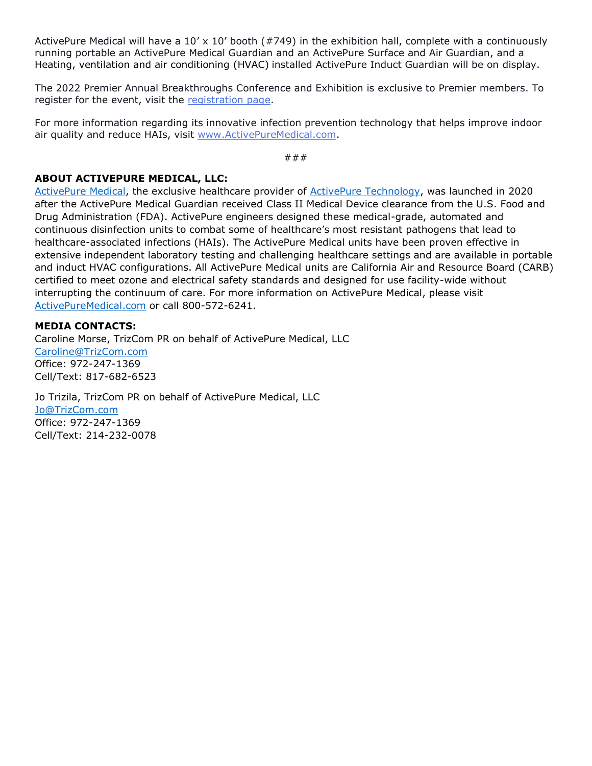ActivePure Medical will have a 10' x 10' booth (#749) in the exhibition hall, complete with a continuously running portable an ActivePure Medical Guardian and an ActivePure Surface and Air Guardian, and a Heating, ventilation and air conditioning (HVAC) installed ActivePure Induct Guardian will be on display.

The 2022 Premier Annual Breakthroughs Conference and Exhibition is exclusive to Premier members. To register for the event, visit the registration page.

For more information regarding its innovative infection prevention technology that helps improve indoor air quality and reduce HAIs, visit www.ActivePureMedical.com.

###

**ABOUT ACTIVEPURE MEDICAL, LLC:**

ActivePure Medical, the exclusive healthcare provider of ActivePure Technology, was launched in 2020 after the ActivePure Medical Guardian received Class II Medical Device clearance from the U.S. Food and Drug Administration (FDA). ActivePure engineers designed these medical-grade, automated and continuous disinfection units to combat some of healthcare's most resistant pathogens that lead to healthcare-associated infections (HAIs). The ActivePure Medical units have been proven effective in extensive independent laboratory testing and challenging healthcare settings and are available in portable and induct HVAC configurations. All ActivePure Medical units are California Air and Resource Board (CARB) certified to meet ozone and electrical safety standards and designed for use facility-wide without interrupting the continuum of care. For more information on ActivePure Medical, please visit ActivePureMedical.com or call 800-572-6241.

**MEDIA CONTACTS:**

Caroline Morse, TrizCom PR on behalf of ActivePure Medical, LLC
Caroline@TrizCom.com
Office: 972-247-1369
Cell/Text: 817-682-6523

Jo Trizila, TrizCom PR on behalf of ActivePure Medical, LLC
Jo@TrizCom.com
Office: 972-247-1369
Cell/Text: 214-232-0078